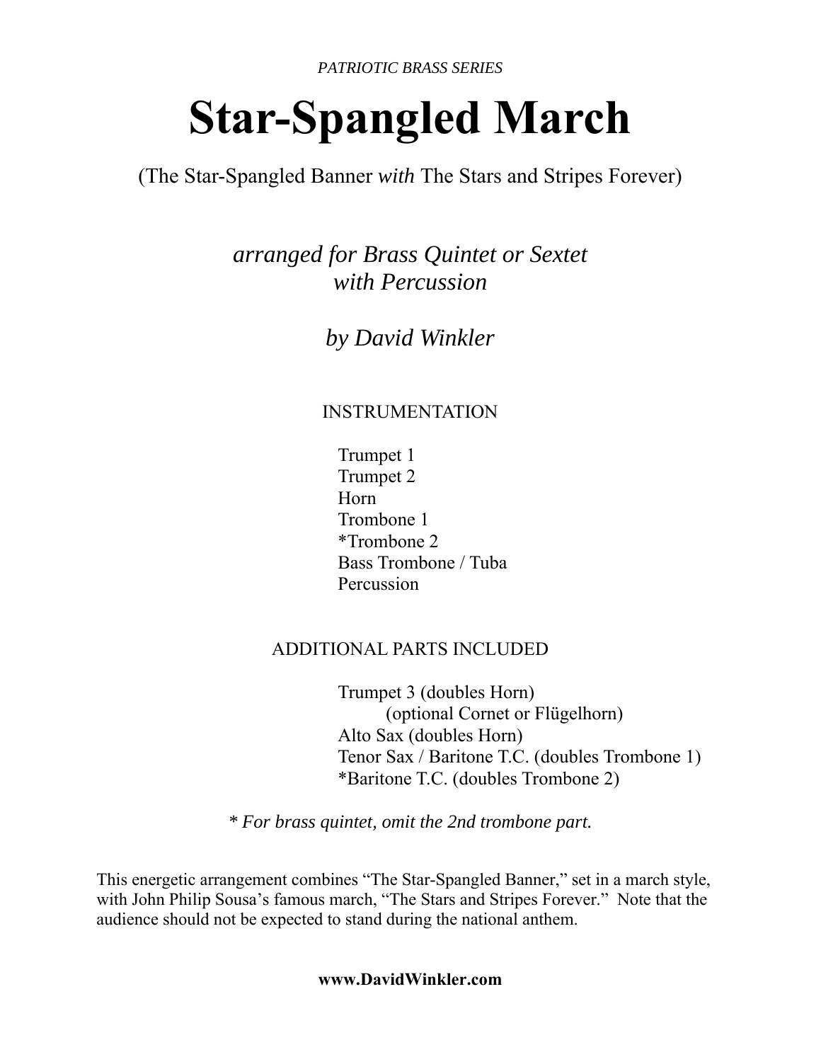*PATRIOTIC BRASS SERIES*

# Star-Spangled March

(The Star-Spangled Banner *with* The Stars and Stripes Forever)

*arranged for Brass Quintet or Sextet*
*with Percussion*

*by David Winkler*

INSTRUMENTATION

- Trumpet 1
- Trumpet 2
- Horn
- Trombone 1
- *Trombone 2
- Bass Trombone / Tuba
- Percussion

ADDITIONAL PARTS INCLUDED

- Trumpet 3 (doubles Horn)
  (optional Cornet or Flügelhorn)
- Alto Sax (doubles Horn)
- Tenor Sax / Baritone T.C. (doubles Trombone 1)
- *Baritone T.C. (doubles Trombone 2)

*\* For brass quintet, omit the 2nd trombone part.*

This energetic arrangement combines "The Star-Spangled Banner," set in a march style, with John Philip Sousa's famous march, "The Stars and Stripes Forever." Note that the audience should not be expected to stand during the national anthem.

**www.DavidWinkler.com**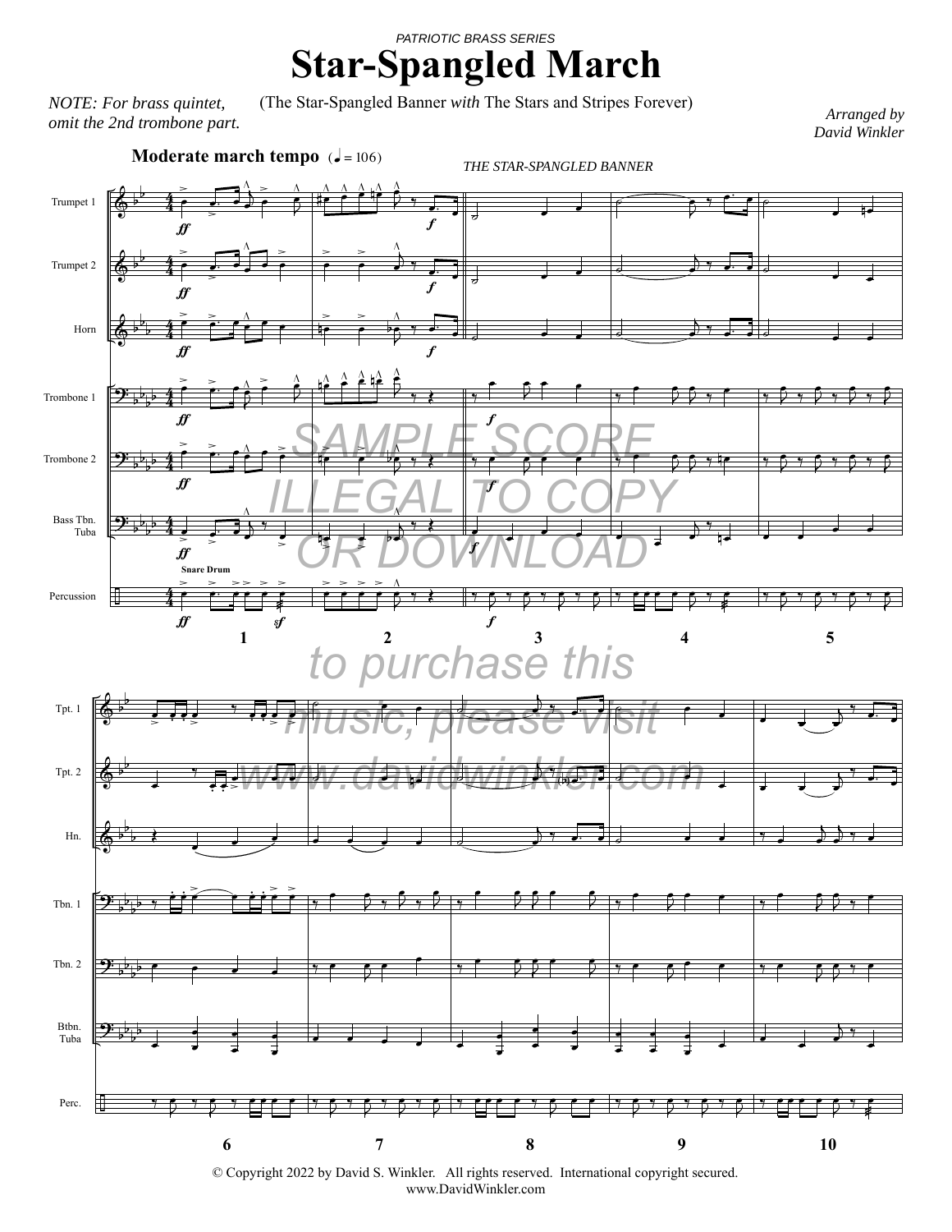*PATRIOTIC BRASS SERIES*

# Star-Spangled March

*NOTE: For brass quintet, omit the 2nd trombone part.*

(The Star-Spangled Banner *with* The Stars and Stripes Forever)

*Arranged by*
*David Winkler*

**Moderate march tempo** (♩ = 106)

*THE STAR-SPANGLED BANNER*

Trumpet 1, Trumpet 2, Horn, Trombone 1, Trombone 2, Bass Tbn. Tuba, Percussion (Snare Drum)

SAMPLE SCORE ILLEGAL TO COPY OR DOWNLOAD

to purchase this music, please visit www.davidwinkler.com

Tpt. 1, Tpt. 2, Hn., Tbn. 1, Tbn. 2, Btbn. Tuba, Perc.

© Copyright 2022 by David S. Winkler. All rights reserved. International copyright secured.
www.DavidWinkler.com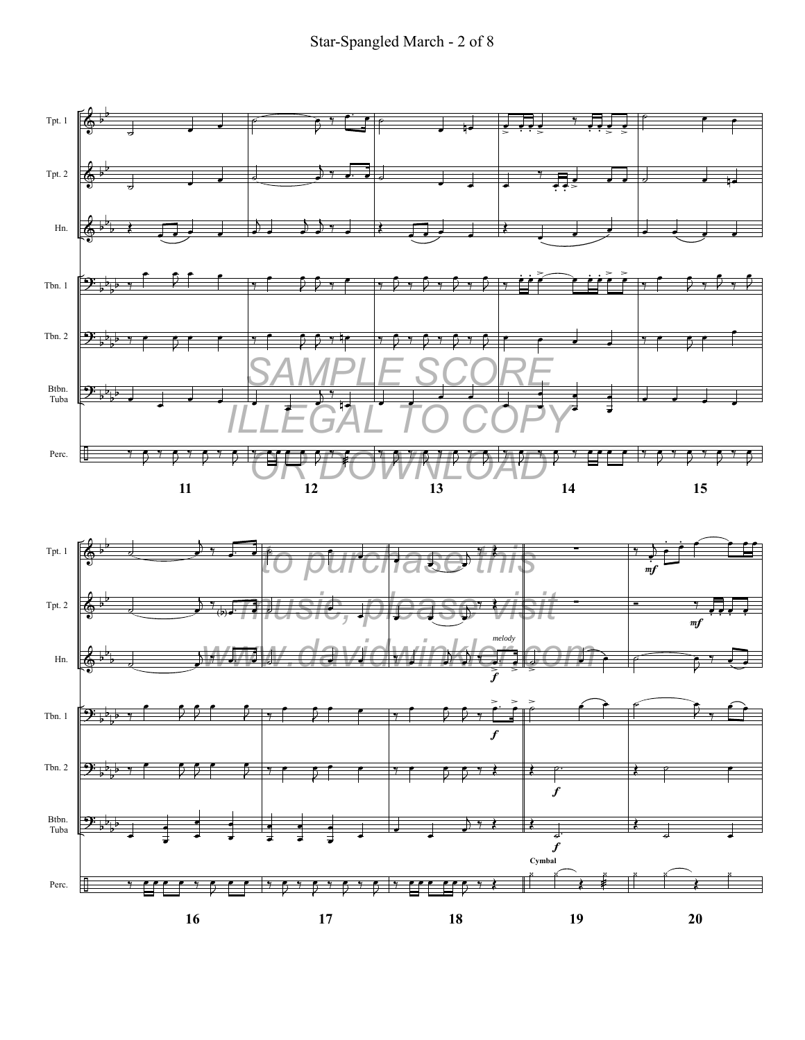SAMPLE SCORE
ILLEGAL TO COPY
OR DOWNLOAD

to purchase this
music, please visit
www.davidwinkler.com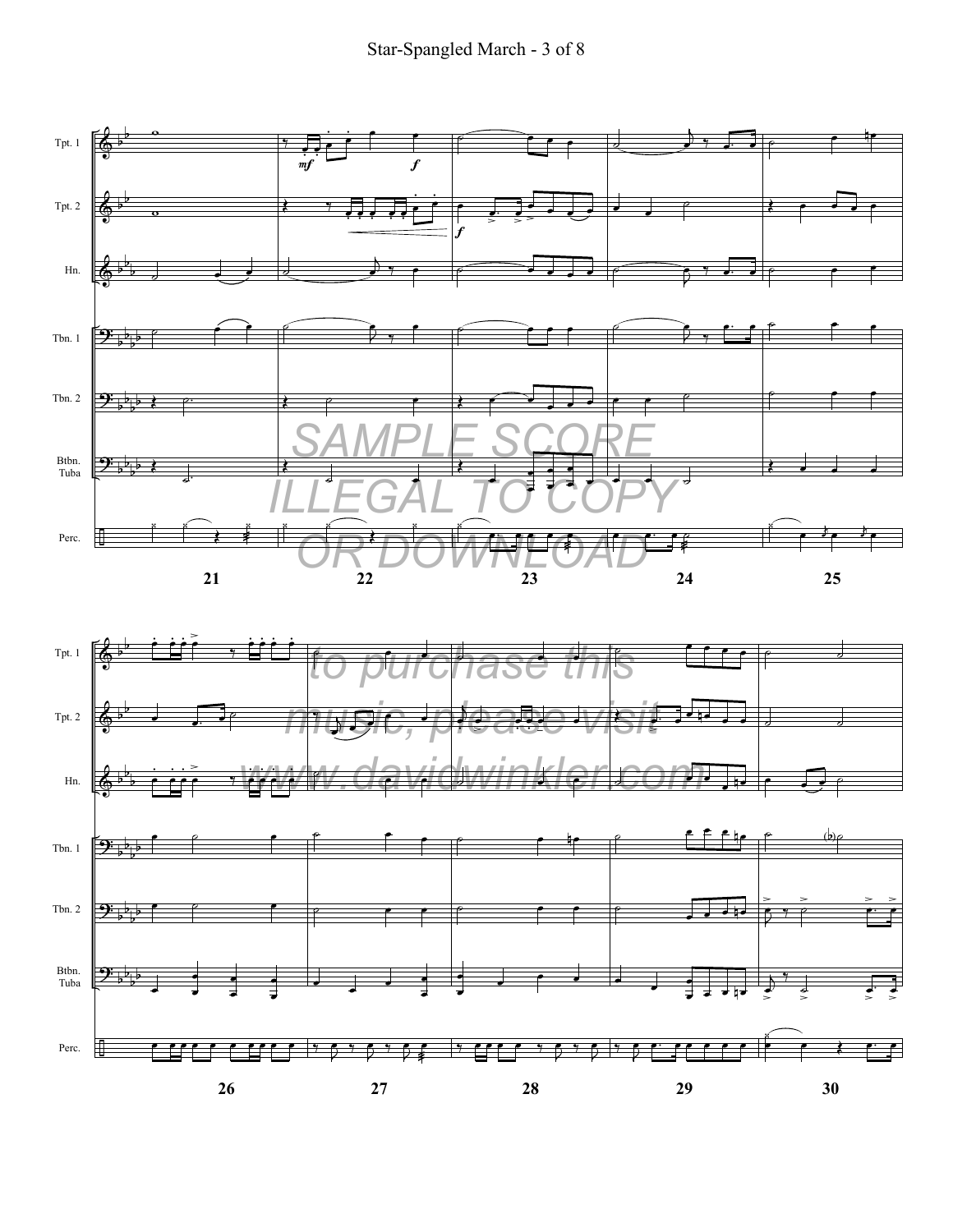Tpt. 1

Tpt. 2

Hn.

Tbn. 1

Tbn. 2

Btbn. Tuba

Perc.

SAMPLE SCORE ILLEGAL TO COPY OR DOWNLOAD

21 22 23 24 25

to purchase this music, please visit www.davidwinkler.com

26 27 28 29 30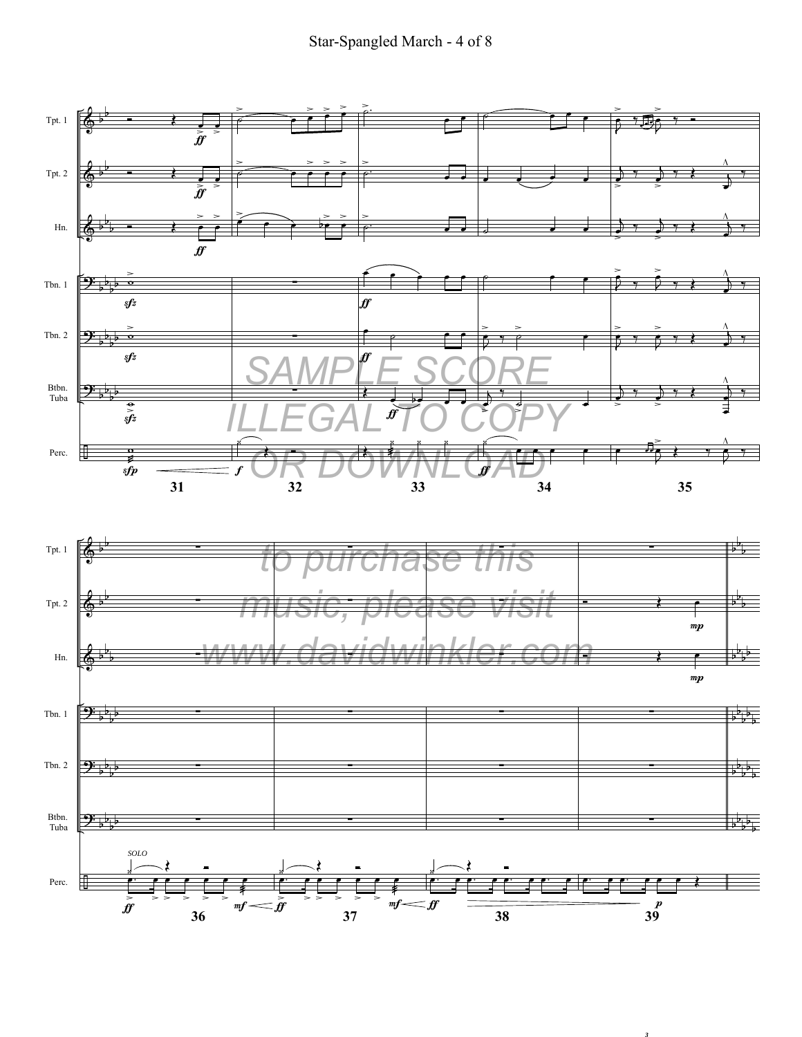SAMPLE SCORE ILLEGAL TO COPY OR DOWNLOAD

to purchase this music, please visit www.davidwinkler.com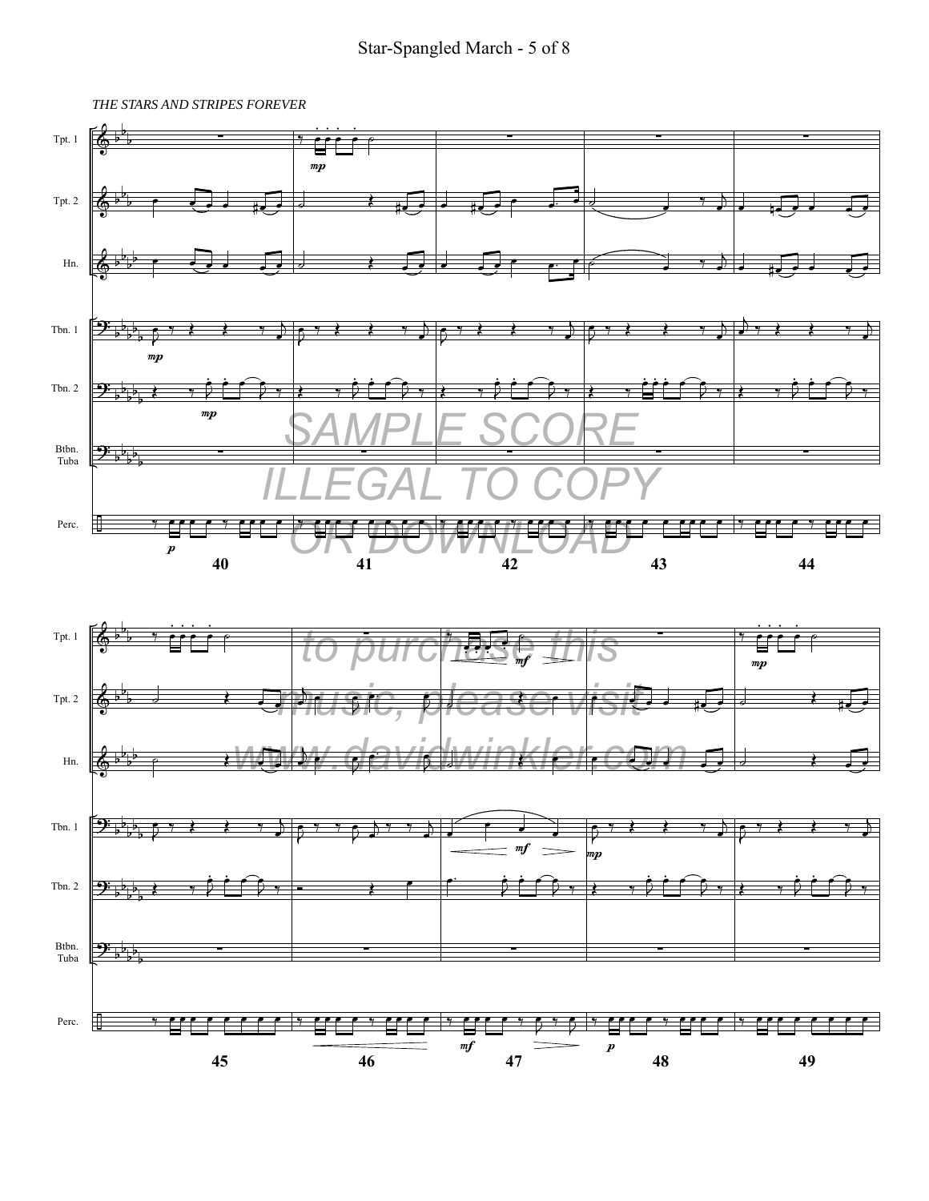*THE STARS AND STRIPES FOREVER*

SAMPLE SCORE

ILLEGAL TO COPY

OR DOWNLOAD

to purchase this music, please visit www.davidwinkler.com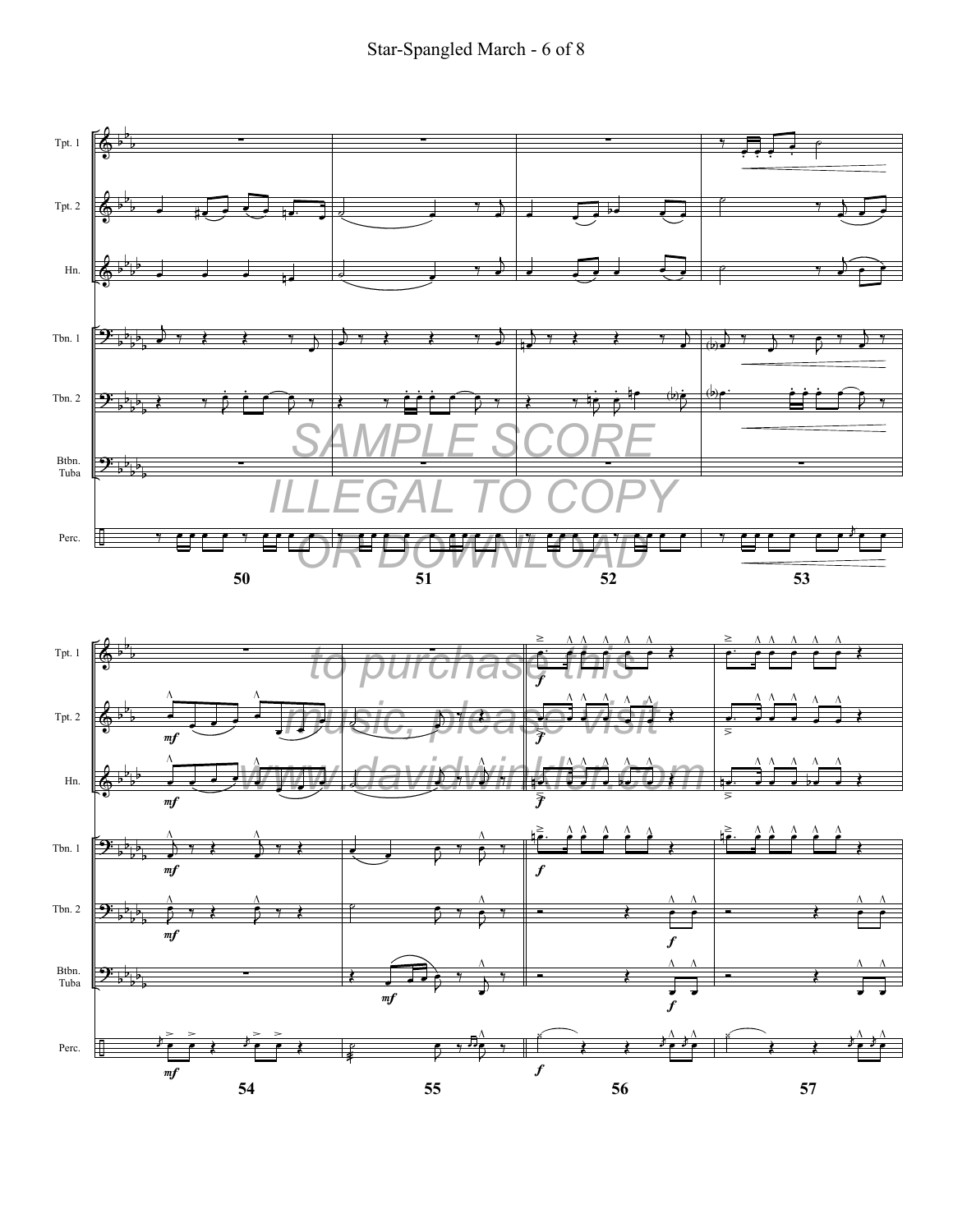Tpt. 1

Tpt. 2

Hn.

Tbn. 1

Tbn. 2

Btbn.
Tuba

Perc.

50 51 52 53

SAMPLE SCORE
ILLEGAL TO COPY
OR DOWNLOAD

*mf* *mf* *mf* *mf* *mf* *mf*

*f* *f* *f* *f* *f* *f*

54 55 56 57

to purchase this
music, please visit
www.davidwinkler.com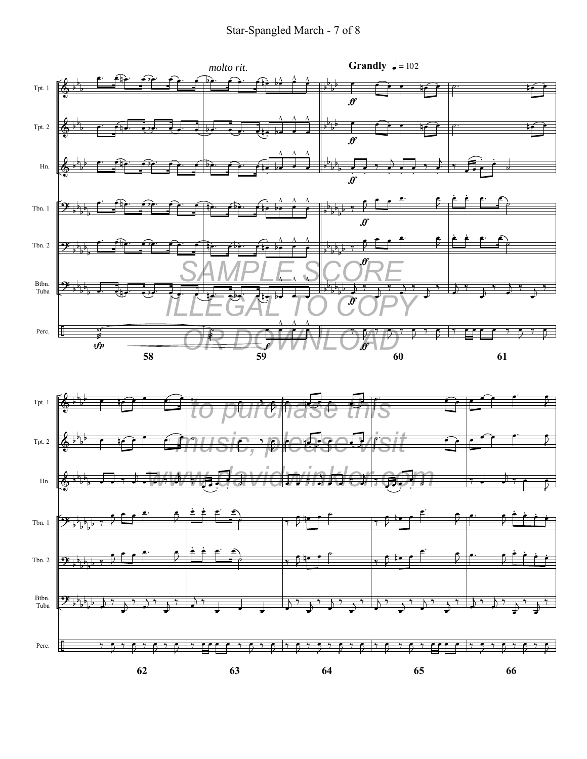*molto rit.*

**Grandly** ♩ = 102

Tpt. 1

Tpt. 2

Hn.

Tbn. 1

Tbn. 2

Btbn. Tuba

Perc.

*sfp* *f* *ff*

58 59 60 61

SAMPLE SCORE ILLEGAL TO COPY OR DOWNLOAD

to purchase this music, please visit www.davidwinkler.com

Tpt. 1

Tpt. 2

Hn.

Tbn. 1

Tbn. 2

Btbn. Tuba

Perc.

62 63 64 65 66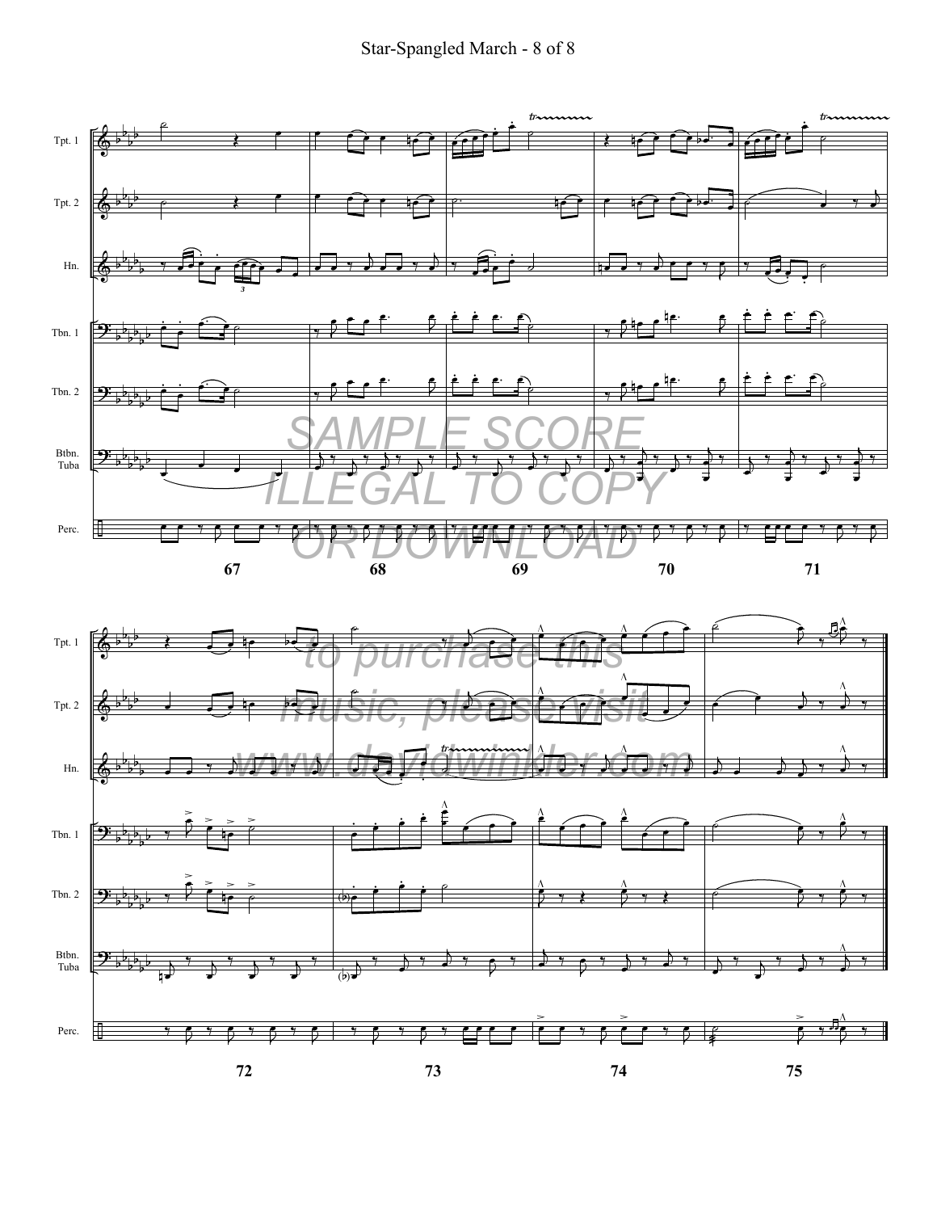Tpt. 1

Tpt. 2

Hn.

Tbn. 1

Tbn. 2

Btbn. Tuba

Perc.

67 68 69 70 71

SAMPLE SCORE ILLEGAL TO COPY OR DOWNLOAD

to purchase this music, please visit www.davidwinkler.com

72 73 74 75